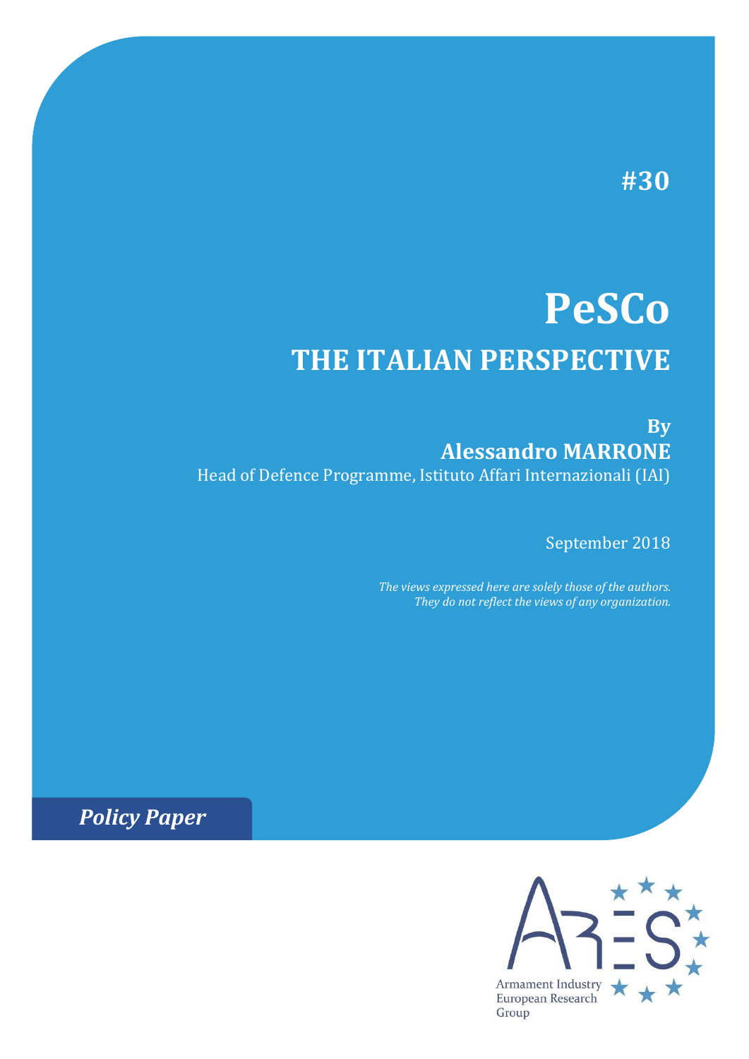#30

# PeSCo

## THE ITALIAN PERSPECTIVE

**By**

**Alessandro MARRONE**

Head of Defence Programme, Istituto Affari Internazionali (IAI)

September 2018

*The views expressed here are solely those of the authors. They do not reflect the views of any organization.*

***Policy Paper***

Armament Industry European Research Group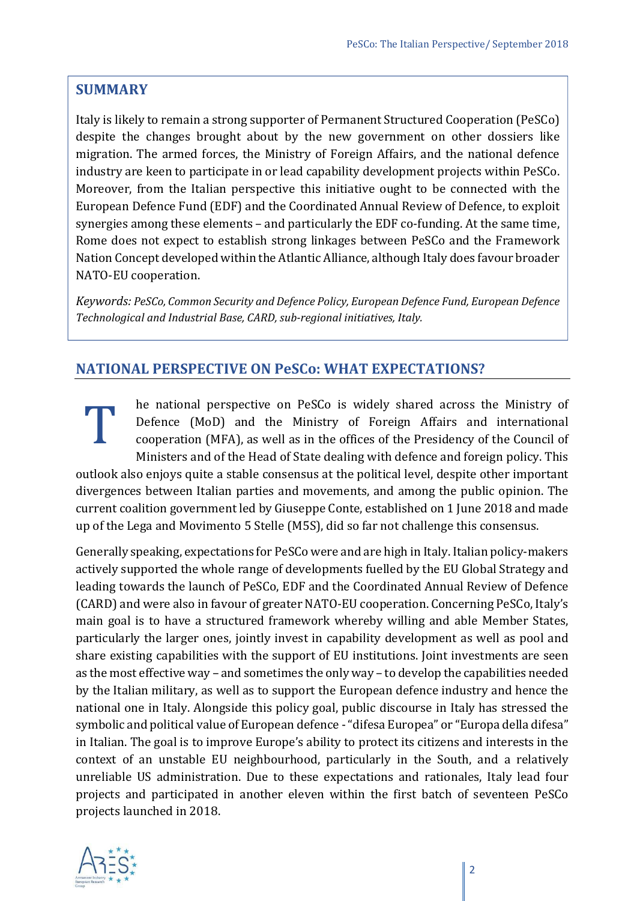## SUMMARY

Italy is likely to remain a strong supporter of Permanent Structured Cooperation (PeSCo) despite the changes brought about by the new government on other dossiers like migration. The armed forces, the Ministry of Foreign Affairs, and the national defence industry are keen to participate in or lead capability development projects within PeSCo. Moreover, from the Italian perspective this initiative ought to be connected with the European Defence Fund (EDF) and the Coordinated Annual Review of Defence, to exploit synergies among these elements – and particularly the EDF co-funding. At the same time, Rome does not expect to establish strong linkages between PeSCo and the Framework Nation Concept developed within the Atlantic Alliance, although Italy does favour broader NATO-EU cooperation.

*Keywords: PeSCo, Common Security and Defence Policy, European Defence Fund, European Defence Technological and Industrial Base, CARD, sub-regional initiatives, Italy.*

## NATIONAL PERSPECTIVE ON PeSCo: WHAT EXPECTATIONS?

The national perspective on PeSCo is widely shared across the Ministry of Defence (MoD) and the Ministry of Foreign Affairs and international cooperation (MFA), as well as in the offices of the Presidency of the Council of Ministers and of the Head of State dealing with defence and foreign policy. This outlook also enjoys quite a stable consensus at the political level, despite other important divergences between Italian parties and movements, and among the public opinion. The current coalition government led by Giuseppe Conte, established on 1 June 2018 and made up of the Lega and Movimento 5 Stelle (M5S), did so far not challenge this consensus.

Generally speaking, expectations for PeSCo were and are high in Italy. Italian policy-makers actively supported the whole range of developments fuelled by the EU Global Strategy and leading towards the launch of PeSCo, EDF and the Coordinated Annual Review of Defence (CARD) and were also in favour of greater NATO-EU cooperation. Concerning PeSCo, Italy's main goal is to have a structured framework whereby willing and able Member States, particularly the larger ones, jointly invest in capability development as well as pool and share existing capabilities with the support of EU institutions. Joint investments are seen as the most effective way – and sometimes the only way – to develop the capabilities needed by the Italian military, as well as to support the European defence industry and hence the national one in Italy. Alongside this policy goal, public discourse in Italy has stressed the symbolic and political value of European defence - "difesa Europea" or "Europa della difesa" in Italian. The goal is to improve Europe's ability to protect its citizens and interests in the context of an unstable EU neighbourhood, particularly in the South, and a relatively unreliable US administration. Due to these expectations and rationales, Italy lead four projects and participated in another eleven within the first batch of seventeen PeSCo projects launched in 2018.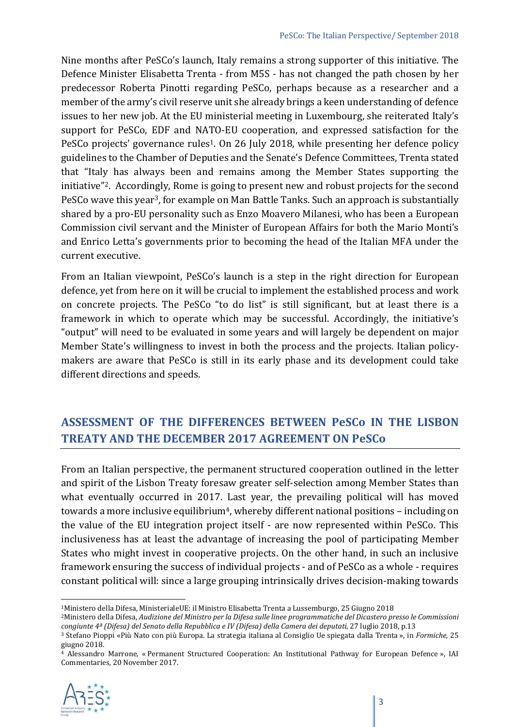Nine months after PeSCo's launch, Italy remains a strong supporter of this initiative. The Defence Minister Elisabetta Trenta - from M5S - has not changed the path chosen by her predecessor Roberta Pinotti regarding PeSCo, perhaps because as a researcher and a member of the army's civil reserve unit she already brings a keen understanding of defence issues to her new job. At the EU ministerial meeting in Luxembourg, she reiterated Italy's support for PeSCo, EDF and NATO-EU cooperation, and expressed satisfaction for the PeSCo projects' governance rules[1]. On 26 July 2018, while presenting her defence policy guidelines to the Chamber of Deputies and the Senate's Defence Committees, Trenta stated that "Italy has always been and remains among the Member States supporting the initiative"[2]. Accordingly, Rome is going to present new and robust projects for the second PeSCo wave this year[3], for example on Man Battle Tanks. Such an approach is substantially shared by a pro-EU personality such as Enzo Moavero Milanesi, who has been a European Commission civil servant and the Minister of European Affairs for both the Mario Monti's and Enrico Letta's governments prior to becoming the head of the Italian MFA under the current executive.

From an Italian viewpoint, PeSCo's launch is a step in the right direction for European defence, yet from here on it will be crucial to implement the established process and work on concrete projects. The PeSCo "to do list" is still significant, but at least there is a framework in which to operate which may be successful. Accordingly, the initiative's "output" will need to be evaluated in some years and will largely be dependent on major Member State's willingness to invest in both the process and the projects. Italian policy-makers are aware that PeSCo is still in its early phase and its development could take different directions and speeds.

## ASSESSMENT OF THE DIFFERENCES BETWEEN PeSCo IN THE LISBON TREATY AND THE DECEMBER 2017 AGREEMENT ON PeSCo

From an Italian perspective, the permanent structured cooperation outlined in the letter and spirit of the Lisbon Treaty foresaw greater self-selection among Member States than what eventually occurred in 2017. Last year, the prevailing political will has moved towards a more inclusive equilibrium[4], whereby different national positions – including on the value of the EU integration project itself - are now represented within PeSCo. This inclusiveness has at least the advantage of increasing the pool of participating Member States who might invest in cooperative projects. On the other hand, in such an inclusive framework ensuring the success of individual projects - and of PeSCo as a whole - requires constant political will: since a large grouping intrinsically drives decision-making towards

---

[1] Ministero della Difesa, MinisterialeUE: il Ministro Elisabetta Trenta a Lussemburgo, 25 Giugno 2018

[2] Ministero della Difesa, *Audizione del Ministro per la Difesa sulle linee programmatiche del Dicastero presso le Commissioni congiunte 4ª (Difesa) del Senato della Repubblica e IV (Difesa) della Camera dei deputati,* 27 luglio 2018, p.13

[3] Stefano Pioppi «Più Nato con più Europa. La strategia italiana al Consiglio Ue spiegata dalla Trenta », in *Formiche,* 25 giugno 2018.

[4] Alessandro Marrone, « Permanent Structured Cooperation: An Institutional Pathway for European Defence », IAI Commentaries, 20 November 2017.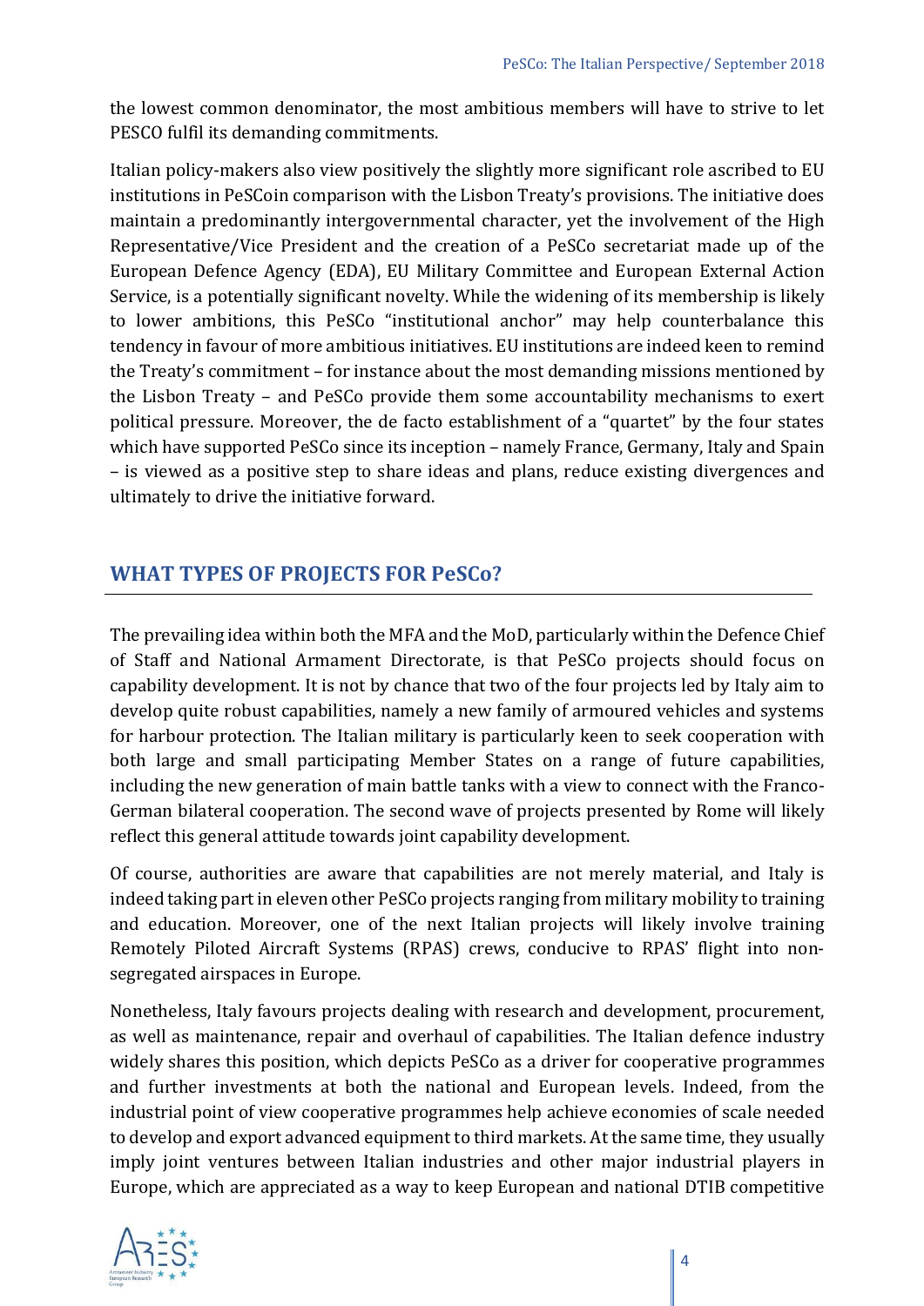the lowest common denominator, the most ambitious members will have to strive to let PESCO fulfil its demanding commitments.

Italian policy-makers also view positively the slightly more significant role ascribed to EU institutions in PeSCoin comparison with the Lisbon Treaty's provisions. The initiative does maintain a predominantly intergovernmental character, yet the involvement of the High Representative/Vice President and the creation of a PeSCo secretariat made up of the European Defence Agency (EDA), EU Military Committee and European External Action Service, is a potentially significant novelty. While the widening of its membership is likely to lower ambitions, this PeSCo "institutional anchor" may help counterbalance this tendency in favour of more ambitious initiatives. EU institutions are indeed keen to remind the Treaty's commitment – for instance about the most demanding missions mentioned by the Lisbon Treaty – and PeSCo provide them some accountability mechanisms to exert political pressure. Moreover, the de facto establishment of a "quartet" by the four states which have supported PeSCo since its inception – namely France, Germany, Italy and Spain – is viewed as a positive step to share ideas and plans, reduce existing divergences and ultimately to drive the initiative forward.

## WHAT TYPES OF PROJECTS FOR PeSCo?

The prevailing idea within both the MFA and the MoD, particularly within the Defence Chief of Staff and National Armament Directorate, is that PeSCo projects should focus on capability development. It is not by chance that two of the four projects led by Italy aim to develop quite robust capabilities, namely a new family of armoured vehicles and systems for harbour protection. The Italian military is particularly keen to seek cooperation with both large and small participating Member States on a range of future capabilities, including the new generation of main battle tanks with a view to connect with the Franco-German bilateral cooperation. The second wave of projects presented by Rome will likely reflect this general attitude towards joint capability development.

Of course, authorities are aware that capabilities are not merely material, and Italy is indeed taking part in eleven other PeSCo projects ranging from military mobility to training and education. Moreover, one of the next Italian projects will likely involve training Remotely Piloted Aircraft Systems (RPAS) crews, conducive to RPAS' flight into non-segregated airspaces in Europe.

Nonetheless, Italy favours projects dealing with research and development, procurement, as well as maintenance, repair and overhaul of capabilities. The Italian defence industry widely shares this position, which depicts PeSCo as a driver for cooperative programmes and further investments at both the national and European levels. Indeed, from the industrial point of view cooperative programmes help achieve economies of scale needed to develop and export advanced equipment to third markets. At the same time, they usually imply joint ventures between Italian industries and other major industrial players in Europe, which are appreciated as a way to keep European and national DTIB competitive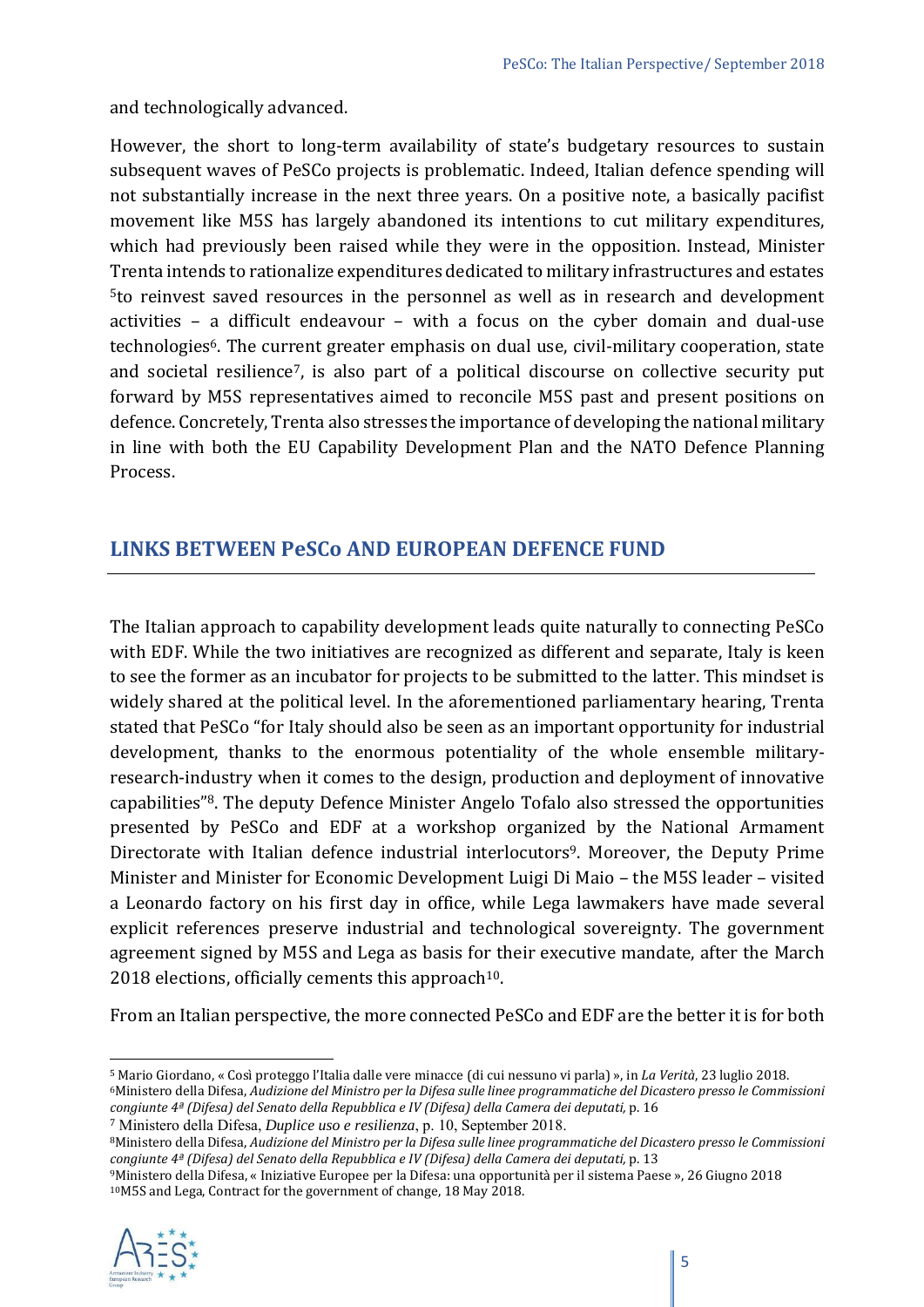and technologically advanced.

However, the short to long-term availability of state's budgetary resources to sustain subsequent waves of PeSCo projects is problematic. Indeed, Italian defence spending will not substantially increase in the next three years. On a positive note, a basically pacifist movement like M5S has largely abandoned its intentions to cut military expenditures, which had previously been raised while they were in the opposition. Instead, Minister Trenta intends to rationalize expenditures dedicated to military infrastructures and estates [5]to reinvest saved resources in the personnel as well as in research and development activities – a difficult endeavour – with a focus on the cyber domain and dual-use technologies[6]. The current greater emphasis on dual use, civil-military cooperation, state and societal resilience[7], is also part of a political discourse on collective security put forward by M5S representatives aimed to reconcile M5S past and present positions on defence. Concretely, Trenta also stresses the importance of developing the national military in line with both the EU Capability Development Plan and the NATO Defence Planning Process.

## LINKS BETWEEN PeSCo AND EUROPEAN DEFENCE FUND

The Italian approach to capability development leads quite naturally to connecting PeSCo with EDF. While the two initiatives are recognized as different and separate, Italy is keen to see the former as an incubator for projects to be submitted to the latter. This mindset is widely shared at the political level. In the aforementioned parliamentary hearing, Trenta stated that PeSCo "for Italy should also be seen as an important opportunity for industrial development, thanks to the enormous potentiality of the whole ensemble military-research-industry when it comes to the design, production and deployment of innovative capabilities"[8]. The deputy Defence Minister Angelo Tofalo also stressed the opportunities presented by PeSCo and EDF at a workshop organized by the National Armament Directorate with Italian defence industrial interlocutors[9]. Moreover, the Deputy Prime Minister and Minister for Economic Development Luigi Di Maio – the M5S leader – visited a Leonardo factory on his first day in office, while Lega lawmakers have made several explicit references preserve industrial and technological sovereignty. The government agreement signed by M5S and Lega as basis for their executive mandate, after the March 2018 elections, officially cements this approach[10].

From an Italian perspective, the more connected PeSCo and EDF are the better it is for both

---

[5] Mario Giordano, « Così proteggo l'Italia dalle vere minacce (di cui nessuno vi parla) », in *La Verità*, 23 luglio 2018.

[6] Ministero della Difesa, *Audizione del Ministro per la Difesa sulle linee programmatiche del Dicastero presso le Commissioni congiunte 4ª (Difesa) del Senato della Repubblica e IV (Difesa) della Camera dei deputati,* p. 16

[7] Ministero della Difesa, *Duplice uso e resilienza*, p. 10, September 2018.

[8] Ministero della Difesa, *Audizione del Ministro per la Difesa sulle linee programmatiche del Dicastero presso le Commissioni congiunte 4ª (Difesa) del Senato della Repubblica e IV (Difesa) della Camera dei deputati,* p. 13

[9] Ministero della Difesa, « Iniziative Europee per la Difesa: una opportunità per il sistema Paese », 26 Giugno 2018

[10] M5S and Lega, Contract for the government of change, 18 May 2018.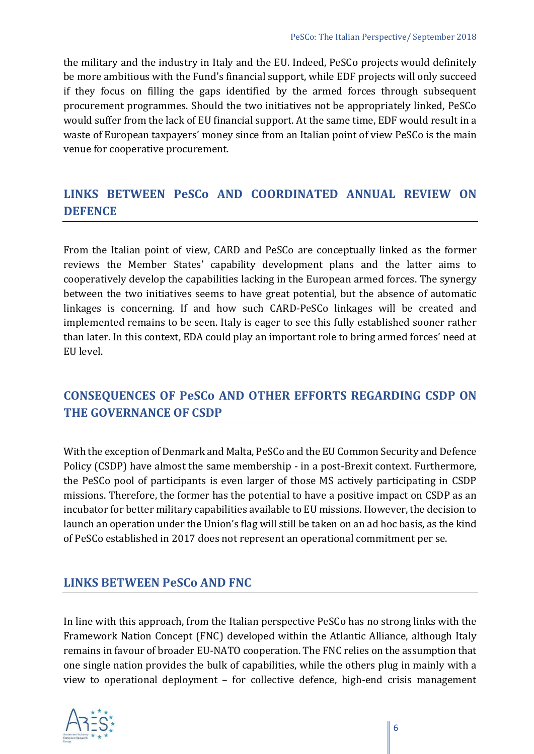the military and the industry in Italy and the EU. Indeed, PeSCo projects would definitely be more ambitious with the Fund's financial support, while EDF projects will only succeed if they focus on filling the gaps identified by the armed forces through subsequent procurement programmes. Should the two initiatives not be appropriately linked, PeSCo would suffer from the lack of EU financial support. At the same time, EDF would result in a waste of European taxpayers' money since from an Italian point of view PeSCo is the main venue for cooperative procurement.

## LINKS BETWEEN PeSCo AND COORDINATED ANNUAL REVIEW ON DEFENCE

From the Italian point of view, CARD and PeSCo are conceptually linked as the former reviews the Member States' capability development plans and the latter aims to cooperatively develop the capabilities lacking in the European armed forces. The synergy between the two initiatives seems to have great potential, but the absence of automatic linkages is concerning. If and how such CARD-PeSCo linkages will be created and implemented remains to be seen. Italy is eager to see this fully established sooner rather than later. In this context, EDA could play an important role to bring armed forces' need at EU level.

## CONSEQUENCES OF PeSCo AND OTHER EFFORTS REGARDING CSDP ON THE GOVERNANCE OF CSDP

With the exception of Denmark and Malta, PeSCo and the EU Common Security and Defence Policy (CSDP) have almost the same membership - in a post-Brexit context. Furthermore, the PeSCo pool of participants is even larger of those MS actively participating in CSDP missions. Therefore, the former has the potential to have a positive impact on CSDP as an incubator for better military capabilities available to EU missions. However, the decision to launch an operation under the Union's flag will still be taken on an ad hoc basis, as the kind of PeSCo established in 2017 does not represent an operational commitment per se.

## LINKS BETWEEN PeSCo AND FNC

In line with this approach, from the Italian perspective PeSCo has no strong links with the Framework Nation Concept (FNC) developed within the Atlantic Alliance, although Italy remains in favour of broader EU-NATO cooperation. The FNC relies on the assumption that one single nation provides the bulk of capabilities, while the others plug in mainly with a view to operational deployment – for collective defence, high-end crisis management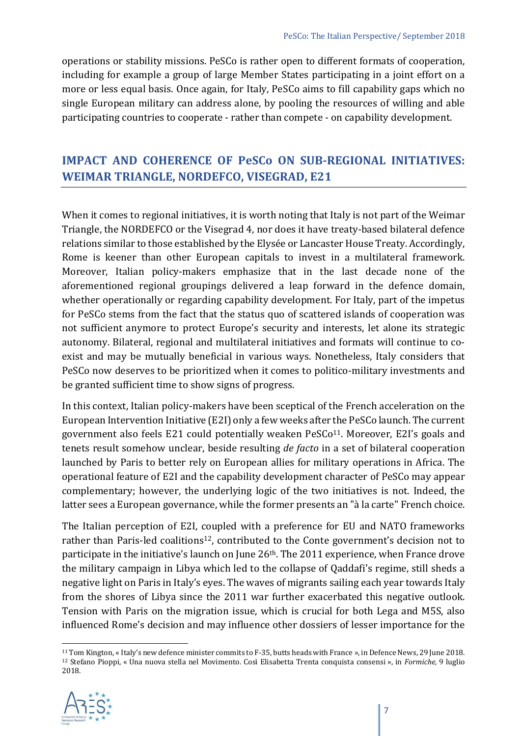operations or stability missions. PeSCo is rather open to different formats of cooperation, including for example a group of large Member States participating in a joint effort on a more or less equal basis. Once again, for Italy, PeSCo aims to fill capability gaps which no single European military can address alone, by pooling the resources of willing and able participating countries to cooperate - rather than compete - on capability development.

## IMPACT AND COHERENCE OF PeSCo ON SUB-REGIONAL INITIATIVES: WEIMAR TRIANGLE, NORDEFCO, VISEGRAD, E21

When it comes to regional initiatives, it is worth noting that Italy is not part of the Weimar Triangle, the NORDEFCO or the Visegrad 4, nor does it have treaty-based bilateral defence relations similar to those established by the Elysée or Lancaster House Treaty. Accordingly, Rome is keener than other European capitals to invest in a multilateral framework. Moreover, Italian policy-makers emphasize that in the last decade none of the aforementioned regional groupings delivered a leap forward in the defence domain, whether operationally or regarding capability development. For Italy, part of the impetus for PeSCo stems from the fact that the status quo of scattered islands of cooperation was not sufficient anymore to protect Europe's security and interests, let alone its strategic autonomy. Bilateral, regional and multilateral initiatives and formats will continue to co-exist and may be mutually beneficial in various ways. Nonetheless, Italy considers that PeSCo now deserves to be prioritized when it comes to politico-military investments and be granted sufficient time to show signs of progress.

In this context, Italian policy-makers have been sceptical of the French acceleration on the European Intervention Initiative (E2I) only a few weeks after the PeSCo launch. The current government also feels E21 could potentially weaken PeSCo[11]. Moreover, E2I's goals and tenets result somehow unclear, beside resulting *de facto* in a set of bilateral cooperation launched by Paris to better rely on European allies for military operations in Africa. The operational feature of E2I and the capability development character of PeSCo may appear complementary; however, the underlying logic of the two initiatives is not. Indeed, the latter sees a European governance, while the former presents an "à la carte" French choice.

The Italian perception of E2I, coupled with a preference for EU and NATO frameworks rather than Paris-led coalitions[12], contributed to the Conte government's decision not to participate in the initiative's launch on June 26th. The 2011 experience, when France drove the military campaign in Libya which led to the collapse of Qaddafi's regime, still sheds a negative light on Paris in Italy's eyes. The waves of migrants sailing each year towards Italy from the shores of Libya since the 2011 war further exacerbated this negative outlook. Tension with Paris on the migration issue, which is crucial for both Lega and M5S, also influenced Rome's decision and may influence other dossiers of lesser importance for the

---

[11] Tom Kington, « Italy's new defence minister commits to F-35, butts heads with France », in Defence News, 29 June 2018.

[12] Stefano Pioppi, « Una nuova stella nel Movimento. Così Elisabetta Trenta conquista consensi », in *Formiche,* 9 luglio 2018.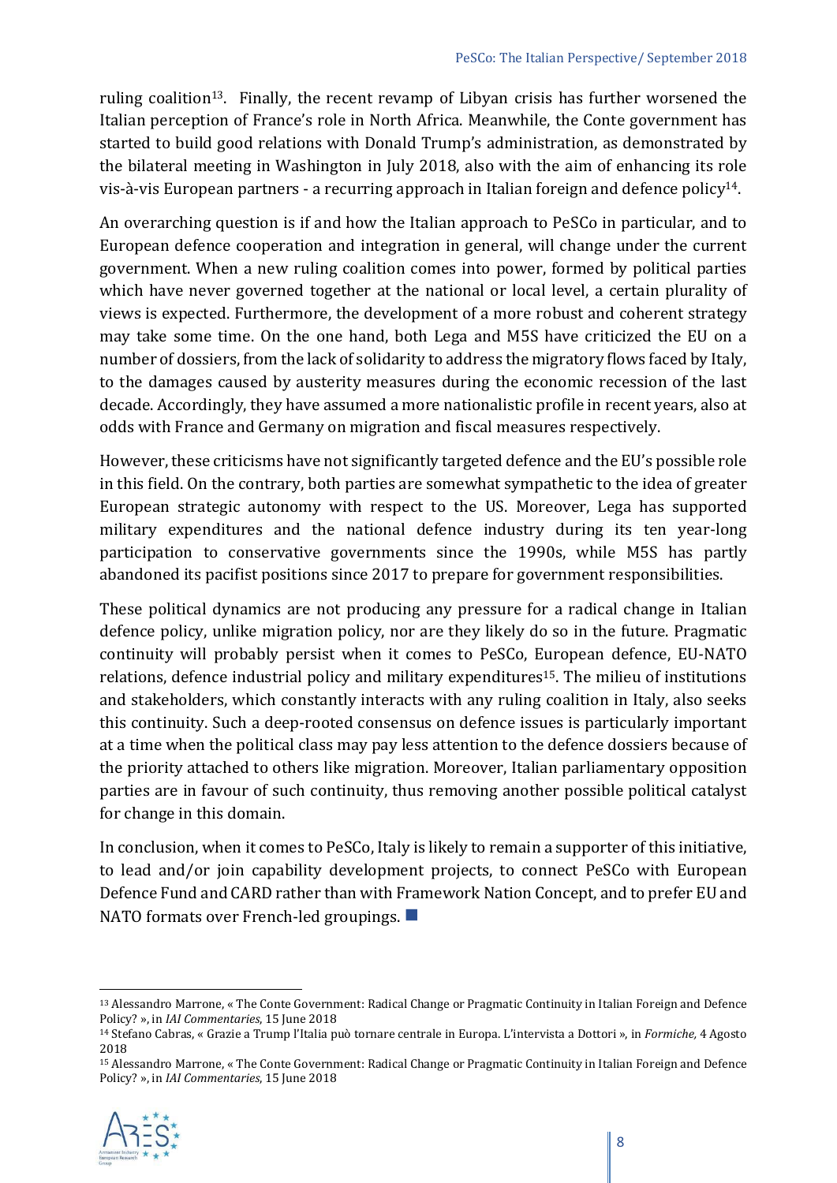ruling coalition[13]. Finally, the recent revamp of Libyan crisis has further worsened the Italian perception of France's role in North Africa. Meanwhile, the Conte government has started to build good relations with Donald Trump's administration, as demonstrated by the bilateral meeting in Washington in July 2018, also with the aim of enhancing its role vis-à-vis European partners - a recurring approach in Italian foreign and defence policy[14].

An overarching question is if and how the Italian approach to PeSCo in particular, and to European defence cooperation and integration in general, will change under the current government. When a new ruling coalition comes into power, formed by political parties which have never governed together at the national or local level, a certain plurality of views is expected. Furthermore, the development of a more robust and coherent strategy may take some time. On the one hand, both Lega and M5S have criticized the EU on a number of dossiers, from the lack of solidarity to address the migratory flows faced by Italy, to the damages caused by austerity measures during the economic recession of the last decade. Accordingly, they have assumed a more nationalistic profile in recent years, also at odds with France and Germany on migration and fiscal measures respectively.

However, these criticisms have not significantly targeted defence and the EU's possible role in this field. On the contrary, both parties are somewhat sympathetic to the idea of greater European strategic autonomy with respect to the US. Moreover, Lega has supported military expenditures and the national defence industry during its ten year-long participation to conservative governments since the 1990s, while M5S has partly abandoned its pacifist positions since 2017 to prepare for government responsibilities.

These political dynamics are not producing any pressure for a radical change in Italian defence policy, unlike migration policy, nor are they likely do so in the future. Pragmatic continuity will probably persist when it comes to PeSCo, European defence, EU-NATO relations, defence industrial policy and military expenditures[15]. The milieu of institutions and stakeholders, which constantly interacts with any ruling coalition in Italy, also seeks this continuity. Such a deep-rooted consensus on defence issues is particularly important at a time when the political class may pay less attention to the defence dossiers because of the priority attached to others like migration. Moreover, Italian parliamentary opposition parties are in favour of such continuity, thus removing another possible political catalyst for change in this domain.

In conclusion, when it comes to PeSCo, Italy is likely to remain a supporter of this initiative, to lead and/or join capability development projects, to connect PeSCo with European Defence Fund and CARD rather than with Framework Nation Concept, and to prefer EU and NATO formats over French-led groupings. ■

---

[13] Alessandro Marrone, « The Conte Government: Radical Change or Pragmatic Continuity in Italian Foreign and Defence Policy? », in *IAI Commentaries*, 15 June 2018

[14] Stefano Cabras, « Grazie a Trump l'Italia può tornare centrale in Europa. L'intervista a Dottori », in *Formiche,* 4 Agosto 2018

[15] Alessandro Marrone, « The Conte Government: Radical Change or Pragmatic Continuity in Italian Foreign and Defence Policy? », in *IAI Commentaries*, 15 June 2018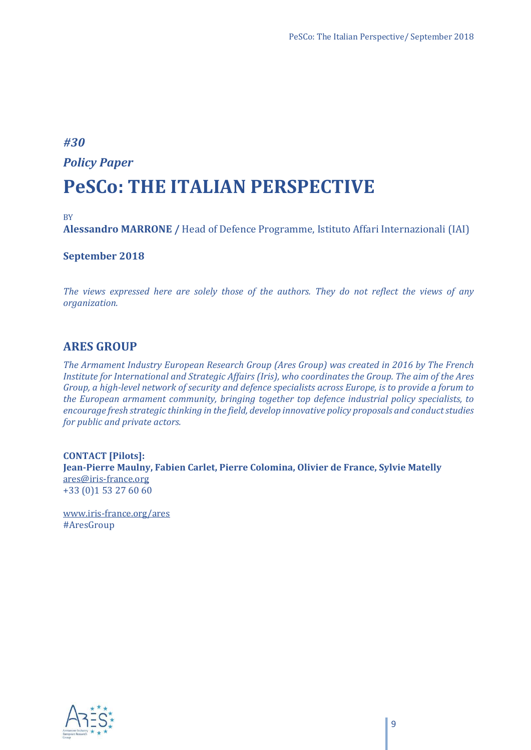*#30*

*Policy Paper*

# PeSCo: THE ITALIAN PERSPECTIVE

BY

**Alessandro MARRONE /** Head of Defence Programme, Istituto Affari Internazionali (IAI)

**September 2018**

*The views expressed here are solely those of the authors. They do not reflect the views of any organization.*

## ARES GROUP

*The Armament Industry European Research Group (Ares Group) was created in 2016 by The French Institute for International and Strategic Affairs (Iris), who coordinates the Group. The aim of the Ares Group, a high-level network of security and defence specialists across Europe, is to provide a forum to the European armament community, bringing together top defence industrial policy specialists, to encourage fresh strategic thinking in the field, develop innovative policy proposals and conduct studies for public and private actors.*

**CONTACT [Pilots]:**
**Jean-Pierre Maulny, Fabien Carlet, Pierre Colomina, Olivier de France, Sylvie Matelly**
ares@iris-france.org
+33 (0)1 53 27 60 60

www.iris-france.org/ares
#AresGroup